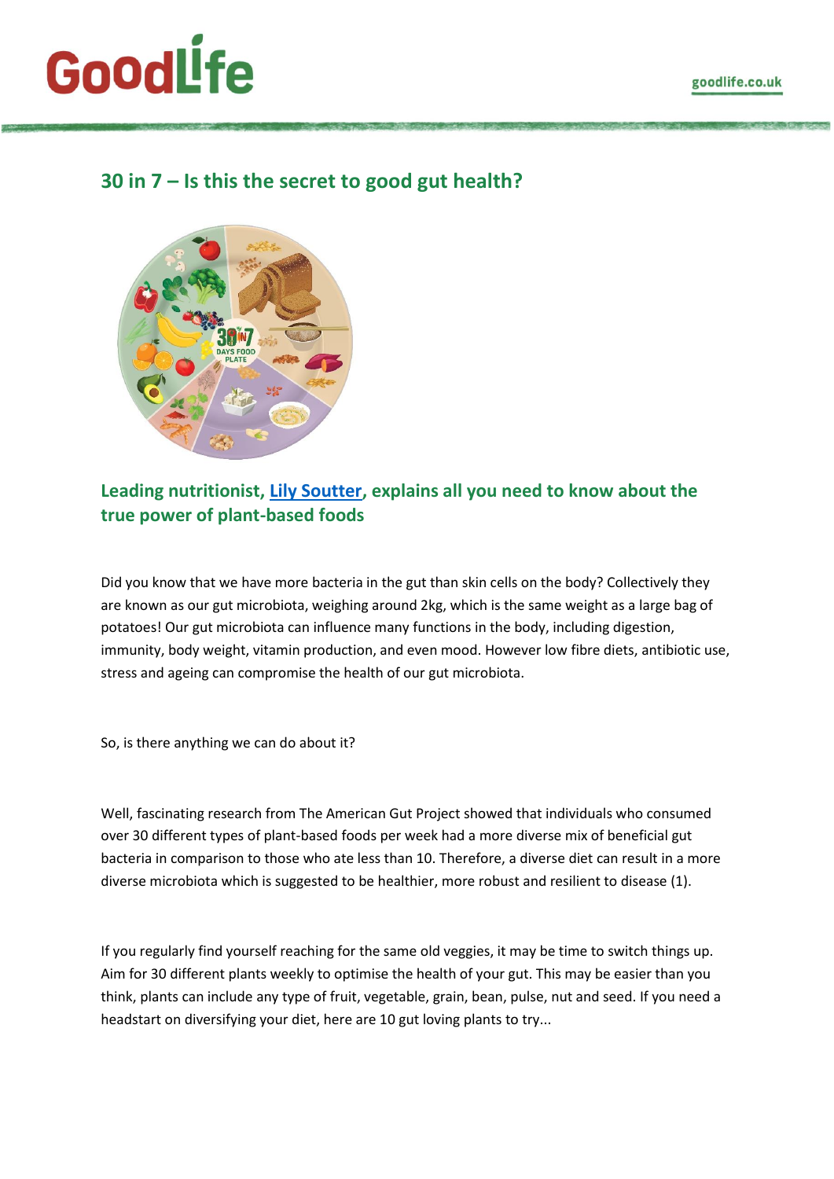# 30 in 7 – Is this the secret to good gut health?

## Leading nutritionist, Lily Soutter, explains all you need to know about the true power of plant-based foods

Did you know that we have more bacteria in the gut than skin cells on the body? Collectively they are known as our gut microbiota, weighing around 2kg, which is the same weight as a large bag of potatoes! Our gut microbiota can influence many functions in the body, including digestion, immunity, body weight, vitamin production, and even mood. However low fibre diets, antibiotic use, stress and ageing can compromise the health of our gut microbiota.

So, is there anything we can do about it?

Well, fascinating research from The American Gut Project showed that individuals who consumed over 30 different types of plant-based foods per week had a more diverse mix of beneficial gut bacteria in comparison to those who ate less than 10. Therefore, a diverse diet can result in a more diverse microbiota which is suggested to be healthier, more robust and resilient to disease (1).

If you regularly find yourself reaching for the same old veggies, it may be time to switch things up. Aim for 30 different plants weekly to optimise the health of your gut. This may be easier than you think, plants can include any type of fruit, vegetable, grain, bean, pulse, nut and seed. If you need a headstart on diversifying your diet, here are 10 gut loving plants to try...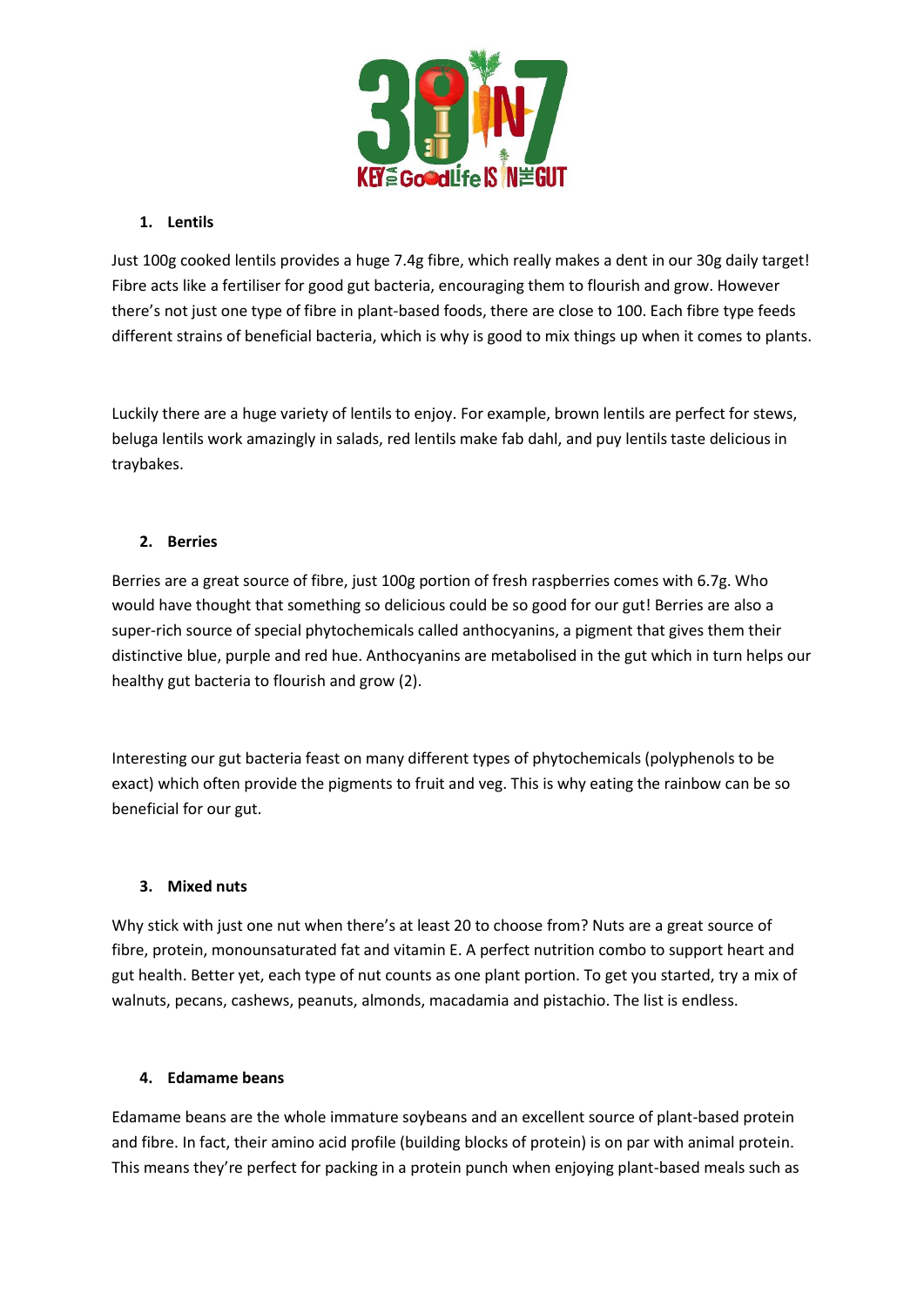1. **Lentils**

Just 100g cooked lentils provides a huge 7.4g fibre, which really makes a dent in our 30g daily target! Fibre acts like a fertiliser for good gut bacteria, encouraging them to flourish and grow. However there's not just one type of fibre in plant-based foods, there are close to 100. Each fibre type feeds different strains of beneficial bacteria, which is why is good to mix things up when it comes to plants.

Luckily there are a huge variety of lentils to enjoy. For example, brown lentils are perfect for stews, beluga lentils work amazingly in salads, red lentils make fab dahl, and puy lentils taste delicious in traybakes.

2. **Berries**

Berries are a great source of fibre, just 100g portion of fresh raspberries comes with 6.7g. Who would have thought that something so delicious could be so good for our gut! Berries are also a super-rich source of special phytochemicals called anthocyanins, a pigment that gives them their distinctive blue, purple and red hue. Anthocyanins are metabolised in the gut which in turn helps our healthy gut bacteria to flourish and grow (2).

Interesting our gut bacteria feast on many different types of phytochemicals (polyphenols to be exact) which often provide the pigments to fruit and veg. This is why eating the rainbow can be so beneficial for our gut.

3. **Mixed nuts**

Why stick with just one nut when there's at least 20 to choose from? Nuts are a great source of fibre, protein, monounsaturated fat and vitamin E. A perfect nutrition combo to support heart and gut health. Better yet, each type of nut counts as one plant portion. To get you started, try a mix of walnuts, pecans, cashews, peanuts, almonds, macadamia and pistachio. The list is endless.

4. **Edamame beans**

Edamame beans are the whole immature soybeans and an excellent source of plant-based protein and fibre. In fact, their amino acid profile (building blocks of protein) is on par with animal protein. This means they're perfect for packing in a protein punch when enjoying plant-based meals such as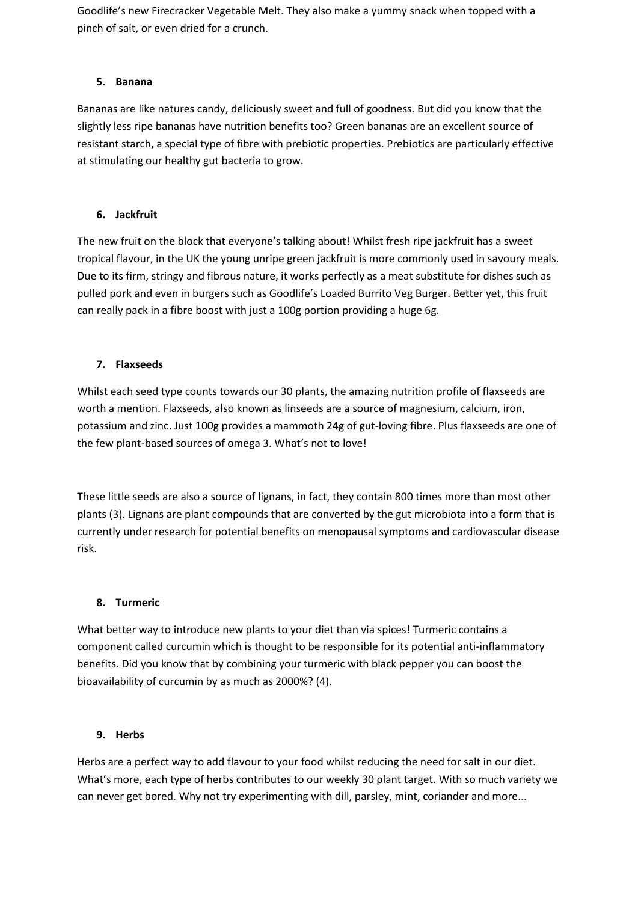Goodlife's new Firecracker Vegetable Melt. They also make a yummy snack when topped with a pinch of salt, or even dried for a crunch.

5. **Banana**

Bananas are like natures candy, deliciously sweet and full of goodness. But did you know that the slightly less ripe bananas have nutrition benefits too? Green bananas are an excellent source of resistant starch, a special type of fibre with prebiotic properties. Prebiotics are particularly effective at stimulating our healthy gut bacteria to grow.

6. **Jackfruit**

The new fruit on the block that everyone's talking about! Whilst fresh ripe jackfruit has a sweet tropical flavour, in the UK the young unripe green jackfruit is more commonly used in savoury meals. Due to its firm, stringy and fibrous nature, it works perfectly as a meat substitute for dishes such as pulled pork and even in burgers such as Goodlife's Loaded Burrito Veg Burger. Better yet, this fruit can really pack in a fibre boost with just a 100g portion providing a huge 6g.

7. **Flaxseeds**

Whilst each seed type counts towards our 30 plants, the amazing nutrition profile of flaxseeds are worth a mention. Flaxseeds, also known as linseeds are a source of magnesium, calcium, iron, potassium and zinc. Just 100g provides a mammoth 24g of gut-loving fibre. Plus flaxseeds are one of the few plant-based sources of omega 3. What's not to love!

These little seeds are also a source of lignans, in fact, they contain 800 times more than most other plants (3). Lignans are plant compounds that are converted by the gut microbiota into a form that is currently under research for potential benefits on menopausal symptoms and cardiovascular disease risk.

8. **Turmeric**

What better way to introduce new plants to your diet than via spices! Turmeric contains a component called curcumin which is thought to be responsible for its potential anti-inflammatory benefits. Did you know that by combining your turmeric with black pepper you can boost the bioavailability of curcumin by as much as 2000%? (4).

9. **Herbs**

Herbs are a perfect way to add flavour to your food whilst reducing the need for salt in our diet. What's more, each type of herbs contributes to our weekly 30 plant target. With so much variety we can never get bored. Why not try experimenting with dill, parsley, mint, coriander and more...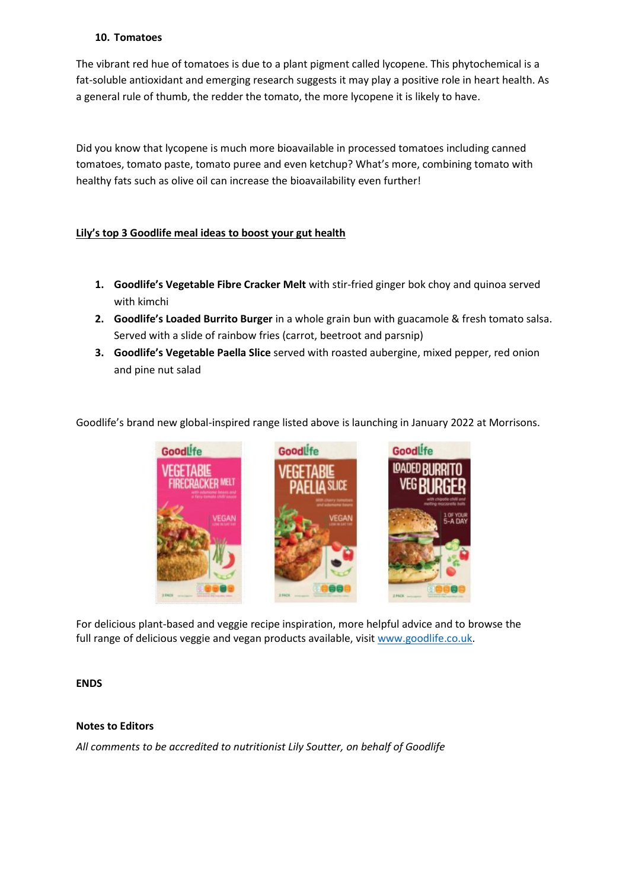10. **Tomatoes**

The vibrant red hue of tomatoes is due to a plant pigment called lycopene. This phytochemical is a fat-soluble antioxidant and emerging research suggests it may play a positive role in heart health. As a general rule of thumb, the redder the tomato, the more lycopene it is likely to have.

Did you know that lycopene is much more bioavailable in processed tomatoes including canned tomatoes, tomato paste, tomato puree and even ketchup? What's more, combining tomato with healthy fats such as olive oil can increase the bioavailability even further!

**Lily's top 3 Goodlife meal ideas to boost your gut health**

1. **Goodlife's Vegetable Fibre Cracker Melt** with stir-fried ginger bok choy and quinoa served with kimchi
2. **Goodlife's Loaded Burrito Burger** in a whole grain bun with guacamole & fresh tomato salsa. Served with a slide of rainbow fries (carrot, beetroot and parsnip)
3. **Goodlife's Vegetable Paella Slice** served with roasted aubergine, mixed pepper, red onion and pine nut salad

Goodlife's brand new global-inspired range listed above is launching in January 2022 at Morrisons.

For delicious plant-based and veggie recipe inspiration, more helpful advice and to browse the full range of delicious veggie and vegan products available, visit [www.goodlife.co.uk](www.goodlife.co.uk).

**ENDS**

**Notes to Editors**

*All comments to be accredited to nutritionist Lily Soutter, on behalf of Goodlife*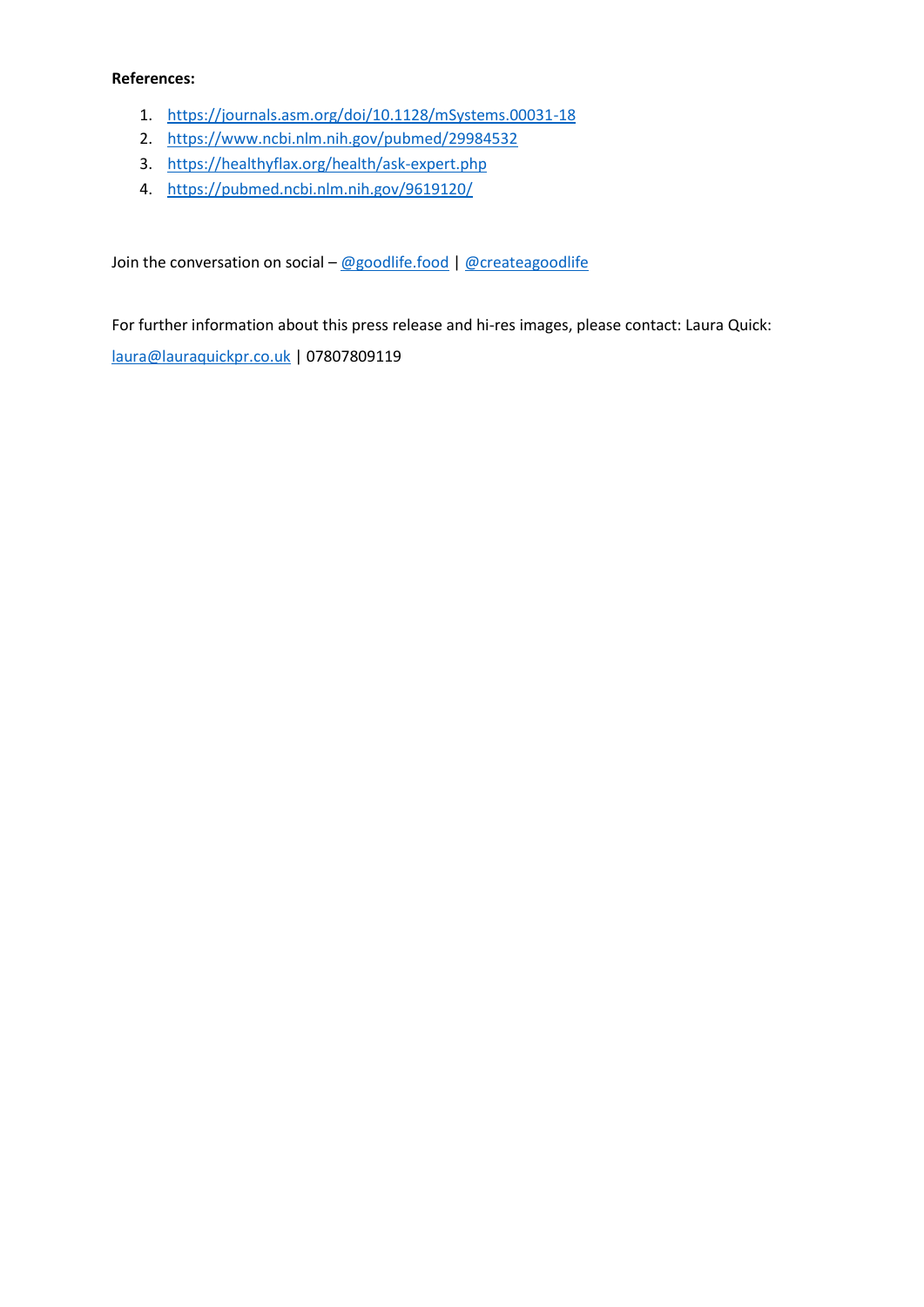**References:**

1. https://journals.asm.org/doi/10.1128/mSystems.00031-18
2. https://www.ncbi.nlm.nih.gov/pubmed/29984532
3. https://healthyflax.org/health/ask-expert.php
4. https://pubmed.ncbi.nlm.nih.gov/9619120/

Join the conversation on social – @goodlife.food | @createagoodlife

For further information about this press release and hi-res images, please contact: Laura Quick: laura@lauraquickpr.co.uk | 07807809119